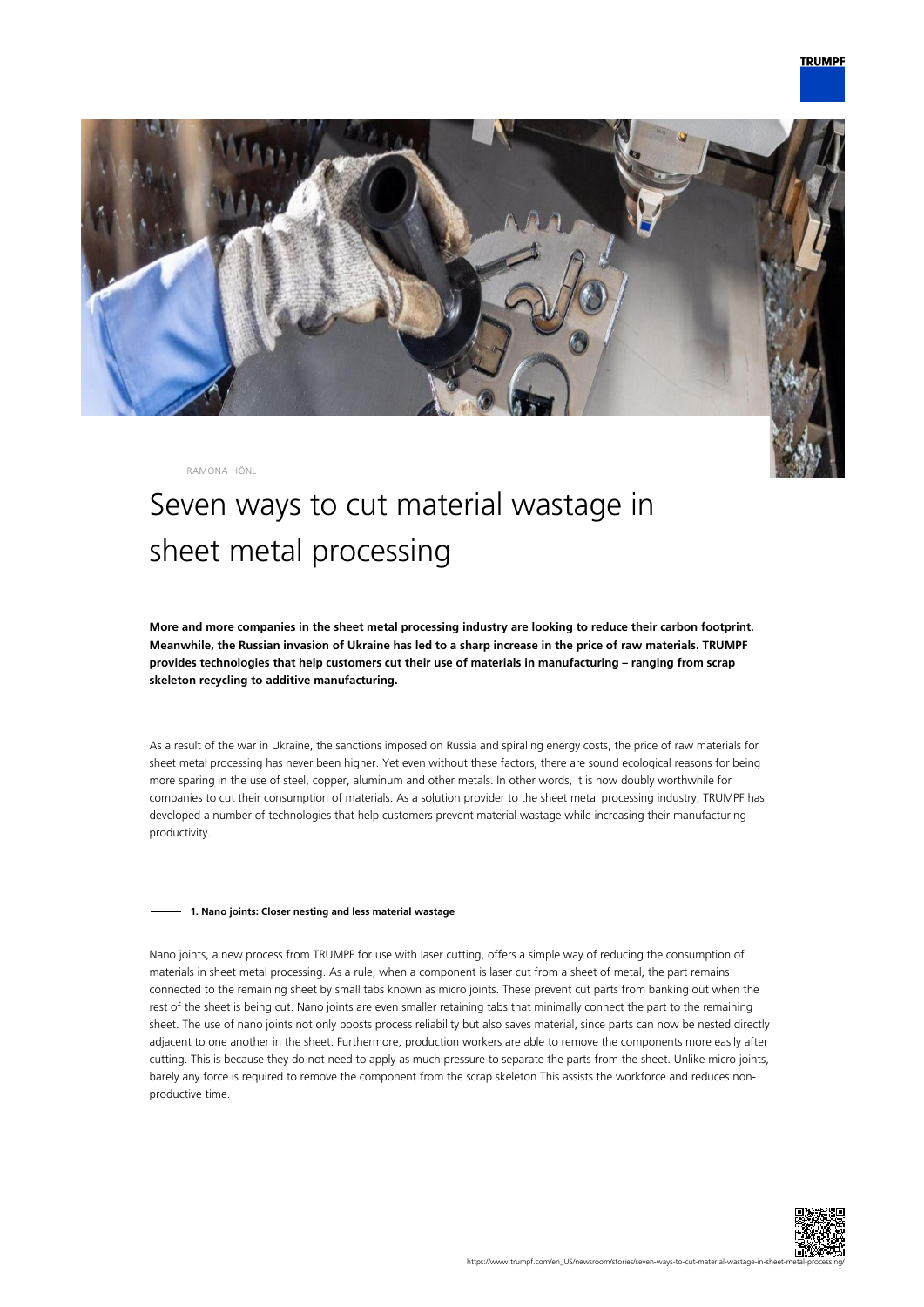RAMONA HÖNL

# Seven ways to cut material wastage in sheet metal processing

**More and more companies in the sheet metal processing industry are looking to reduce their carbon footprint. Meanwhile, the Russian invasion of Ukraine has led to a sharp increase in the price of raw materials. TRUMPF provides technologies that help customers cut their use of materials in manufacturing – ranging from scrap skeleton recycling to additive manufacturing.**

As a result of the war in Ukraine, the sanctions imposed on Russia and spiraling energy costs, the price of raw materials for sheet metal processing has never been higher. Yet even without these factors, there are sound ecological reasons for being more sparing in the use of steel, copper, aluminum and other metals. In other words, it is now doubly worthwhile for companies to cut their consumption of materials. As a solution provider to the sheet metal processing industry, TRUMPF has developed a number of technologies that help customers prevent material wastage while increasing their manufacturing productivity.

#### 1. Nano joints: Closer nesting and less material wastage

Nano joints, a new process from TRUMPF for use with laser cutting, offers a simple way of reducing the consumption of materials in sheet metal processing. As a rule, when a component is laser cut from a sheet of metal, the part remains connected to the remaining sheet by small tabs known as micro joints. These prevent cut parts from banking out when the rest of the sheet is being cut. Nano joints are even smaller retaining tabs that minimally connect the part to the remaining sheet. The use of nano joints not only boosts process reliability but also saves material, since parts can now be nested directly adjacent to one another in the sheet. Furthermore, production workers are able to remove the components more easily after cutting. This is because they do not need to apply as much pressure to separate the parts from the sheet. Unlike micro joints, barely any force is required to remove the component from the scrap skeleton This assists the workforce and reduces non-productive time.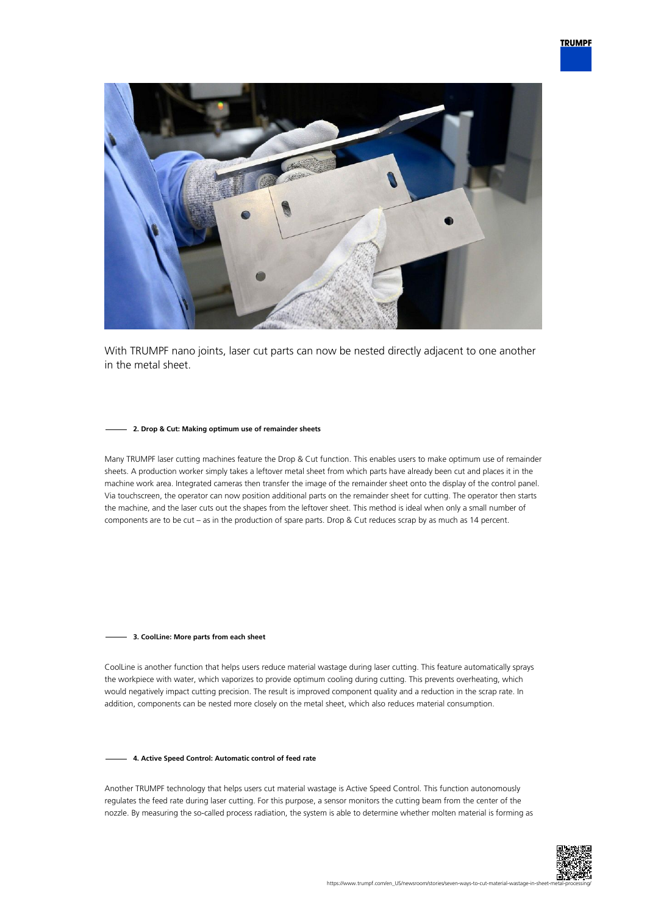With TRUMPF nano joints, laser cut parts can now be nested directly adjacent to one another in the metal sheet.

### 2. Drop & Cut: Making optimum use of remainder sheets

Many TRUMPF laser cutting machines feature the Drop & Cut function. This enables users to make optimum use of remainder sheets. A production worker simply takes a leftover metal sheet from which parts have already been cut and places it in the machine work area. Integrated cameras then transfer the image of the remainder sheet onto the display of the control panel. Via touchscreen, the operator can now position additional parts on the remainder sheet for cutting. The operator then starts the machine, and the laser cuts out the shapes from the leftover sheet. This method is ideal when only a small number of components are to be cut – as in the production of spare parts. Drop & Cut reduces scrap by as much as 14 percent.

### 3. CoolLine: More parts from each sheet

CoolLine is another function that helps users reduce material wastage during laser cutting. This feature automatically sprays the workpiece with water, which vaporizes to provide optimum cooling during cutting. This prevents overheating, which would negatively impact cutting precision. The result is improved component quality and a reduction in the scrap rate. In addition, components can be nested more closely on the metal sheet, which also reduces material consumption.

### 4. Active Speed Control: Automatic control of feed rate

Another TRUMPF technology that helps users cut material wastage is Active Speed Control. This function autonomously regulates the feed rate during laser cutting. For this purpose, a sensor monitors the cutting beam from the center of the nozzle. By measuring the so-called process radiation, the system is able to determine whether molten material is forming as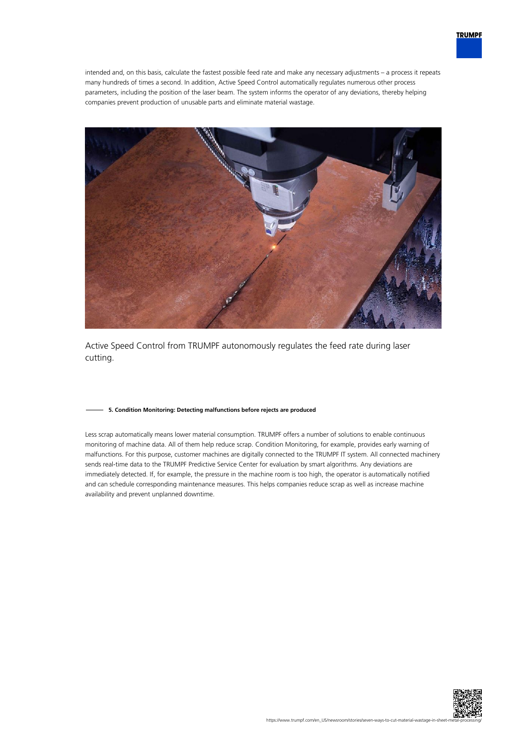intended and, on this basis, calculate the fastest possible feed rate and make any necessary adjustments – a process it repeats many hundreds of times a second. In addition, Active Speed Control automatically regulates numerous other process parameters, including the position of the laser beam. The system informs the operator of any deviations, thereby helping companies prevent production of unusable parts and eliminate material wastage.

Active Speed Control from TRUMPF autonomously regulates the feed rate during laser cutting.

#### 5. Condition Monitoring: Detecting malfunctions before rejects are produced

Less scrap automatically means lower material consumption. TRUMPF offers a number of solutions to enable continuous monitoring of machine data. All of them help reduce scrap. Condition Monitoring, for example, provides early warning of malfunctions. For this purpose, customer machines are digitally connected to the TRUMPF IT system. All connected machinery sends real-time data to the TRUMPF Predictive Service Center for evaluation by smart algorithms. Any deviations are immediately detected. If, for example, the pressure in the machine room is too high, the operator is automatically notified and can schedule corresponding maintenance measures. This helps companies reduce scrap as well as increase machine availability and prevent unplanned downtime.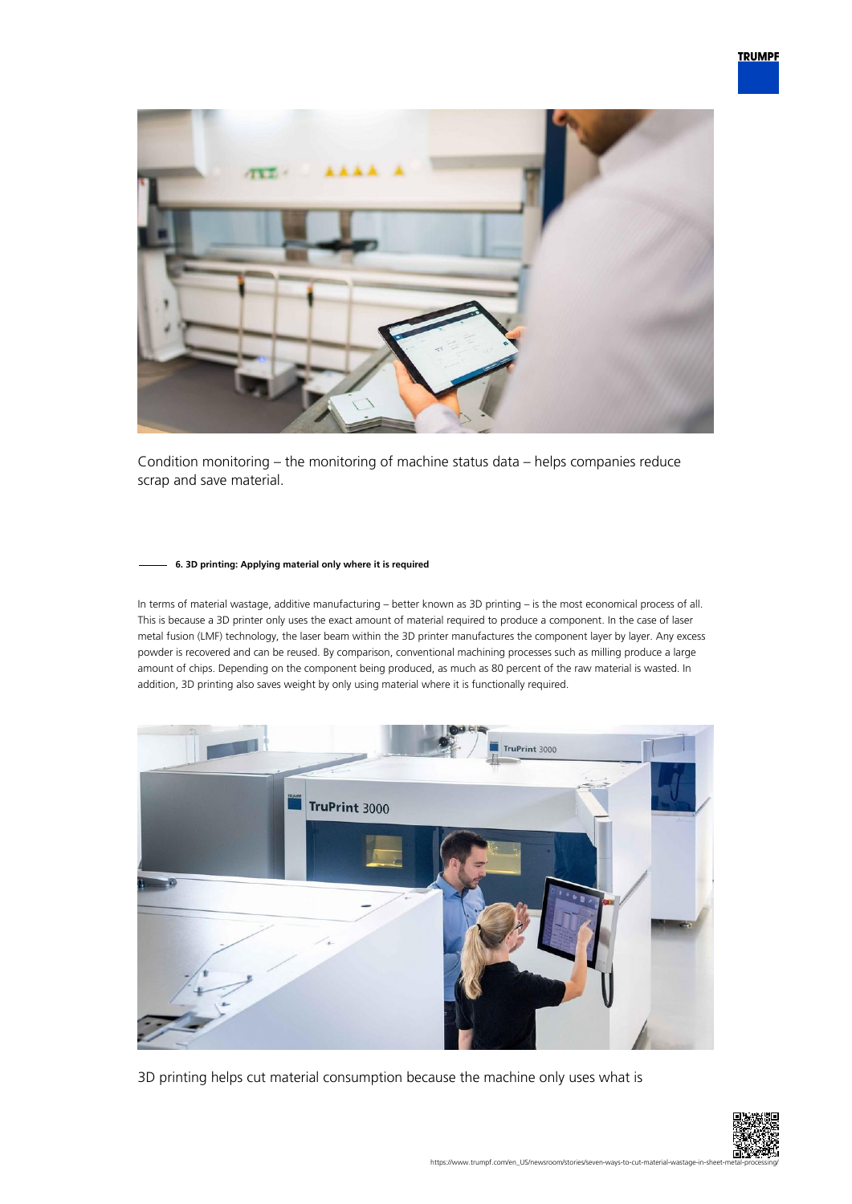Condition monitoring – the monitoring of machine status data – helps companies reduce scrap and save material.

### 6. 3D printing: Applying material only where it is required

In terms of material wastage, additive manufacturing – better known as 3D printing – is the most economical process of all. This is because a 3D printer only uses the exact amount of material required to produce a component. In the case of laser metal fusion (LMF) technology, the laser beam within the 3D printer manufactures the component layer by layer. Any excess powder is recovered and can be reused. By comparison, conventional machining processes such as milling produce a large amount of chips. Depending on the component being produced, as much as 80 percent of the raw material is wasted. In addition, 3D printing also saves weight by only using material where it is functionally required.

3D printing helps cut material consumption because the machine only uses what is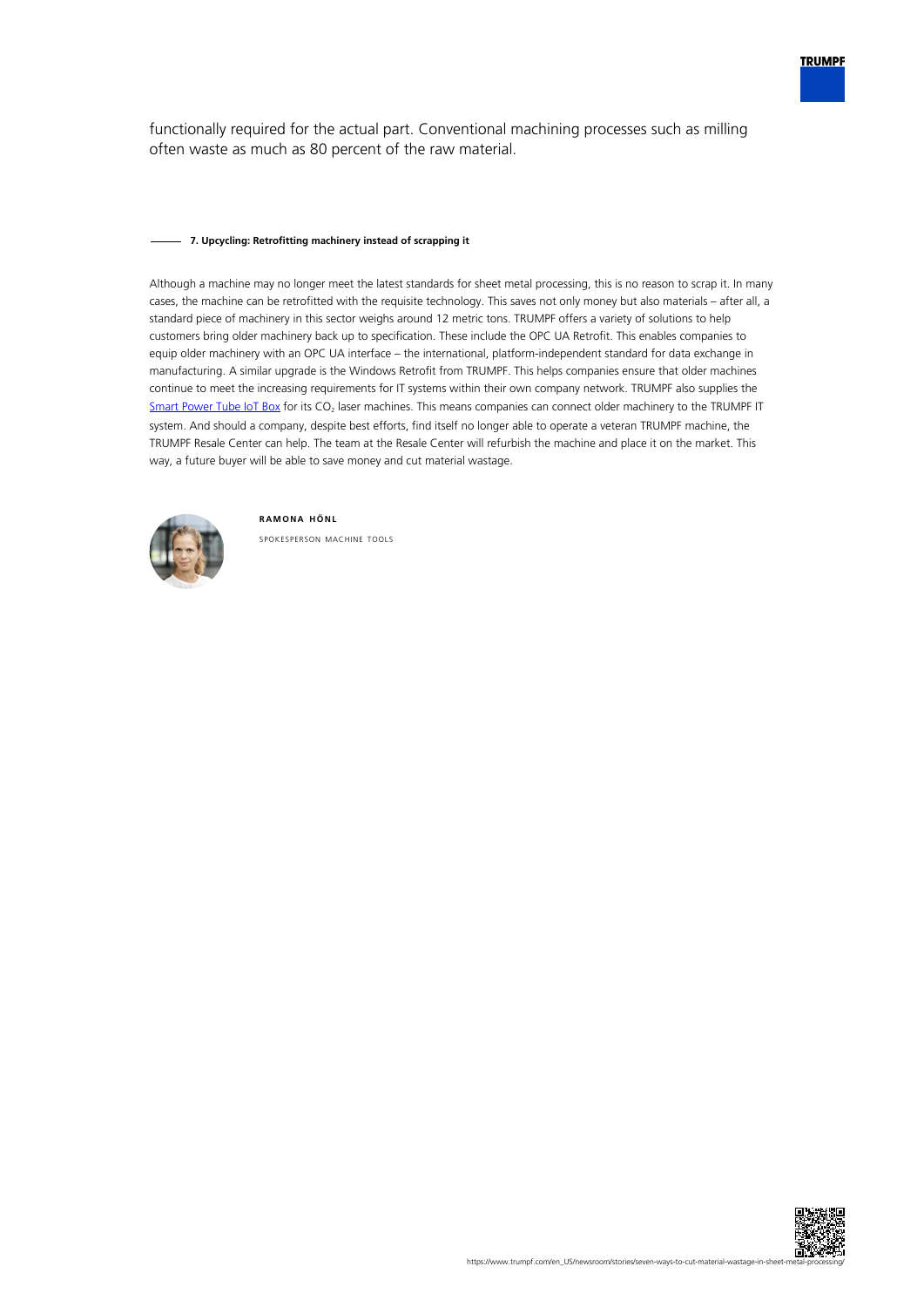functionally required for the actual part. Conventional machining processes such as milling often waste as much as 80 percent of the raw material.

#### 7. Upcycling: Retrofitting machinery instead of scrapping it

Although a machine may no longer meet the latest standards for sheet metal processing, this is no reason to scrap it. In many cases, the machine can be retrofitted with the requisite technology. This saves not only money but also materials – after all, a standard piece of machinery in this sector weighs around 12 metric tons. TRUMPF offers a variety of solutions to help customers bring older machinery back up to specification. These include the OPC UA Retrofit. This enables companies to equip older machinery with an OPC UA interface – the international, platform-independent standard for data exchange in manufacturing. A similar upgrade is the Windows Retrofit from TRUMPF. This helps companies ensure that older machines continue to meet the increasing requirements for IT systems within their own company network. TRUMPF also supplies the Smart Power Tube IoT Box for its $CO_2$ laser machines. This means companies can connect older machinery to the TRUMPF IT system. And should a company, despite best efforts, find itself no longer able to operate a veteran TRUMPF machine, the TRUMPF Resale Center can help. The team at the Resale Center will refurbish the machine and place it on the market. This way, a future buyer will be able to save money and cut material wastage.

**RAMONA HÖNL**

SPOKESPERSON MACHINE TOOLS